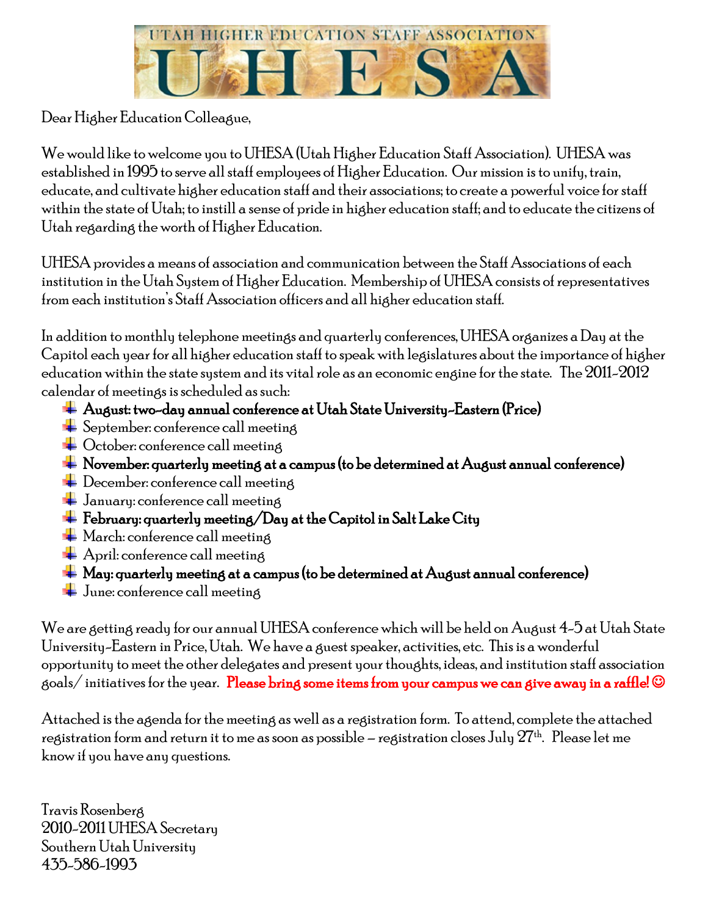# UTAH HIGHER EDUCATION STAFF ASSOCIATION

# UHESA

Dear Higher Education Colleague,

We would like to welcome you to UHESA (Utah Higher Education Staff Association). UHESA was established in 1995 to serve all staff employees of Higher Education. Our mission is to unify, train, educate, and cultivate higher education staff and their associations; to create a powerful voice for staff within the state of Utah; to instill a sense of pride in higher education staff; and to educate the citizens of Utah regarding the worth of Higher Education.

UHESA provides a means of association and communication between the Staff Associations of each institution in the Utah System of Higher Education. Membership of UHESA consists of representatives from each institution's Staff Association officers and all higher education staff.

In addition to monthly telephone meetings and quarterly conferences, UHESA organizes a Day at the Capitol each year for all higher education staff to speak with legislatures about the importance of higher education within the state system and its vital role as an economic engine for the state. The 2011-2012 calendar of meetings is scheduled as such:

- **August: two-day annual conference at Utah State University-Eastern (Price)**
- September: conference call meeting
- October: conference call meeting
- **November: quarterly meeting at a campus (to be determined at August annual conference)**
- December: conference call meeting
- January: conference call meeting
- **February: quarterly meeting/Day at the Capitol in Salt Lake City**
- March: conference call meeting
- April: conference call meeting
- **May: quarterly meeting at a campus (to be determined at August annual conference)**
- June: conference call meeting

We are getting ready for our annual UHESA conference which will be held on August 4-5 at Utah State University-Eastern in Price, Utah. We have a guest speaker, activities, etc. This is a wonderful opportunity to meet the other delegates and present your thoughts, ideas, and institution staff association goals/ initiatives for the year. **Please bring some items from your campus we can give away in a raffle! ☺**

Attached is the agenda for the meeting as well as a registration form. To attend, complete the attached registration form and return it to me as soon as possible – registration closes July 27th. Please let me know if you have any questions.

Travis Rosenberg
2010-2011 UHESA Secretary
Southern Utah University
435-586-1993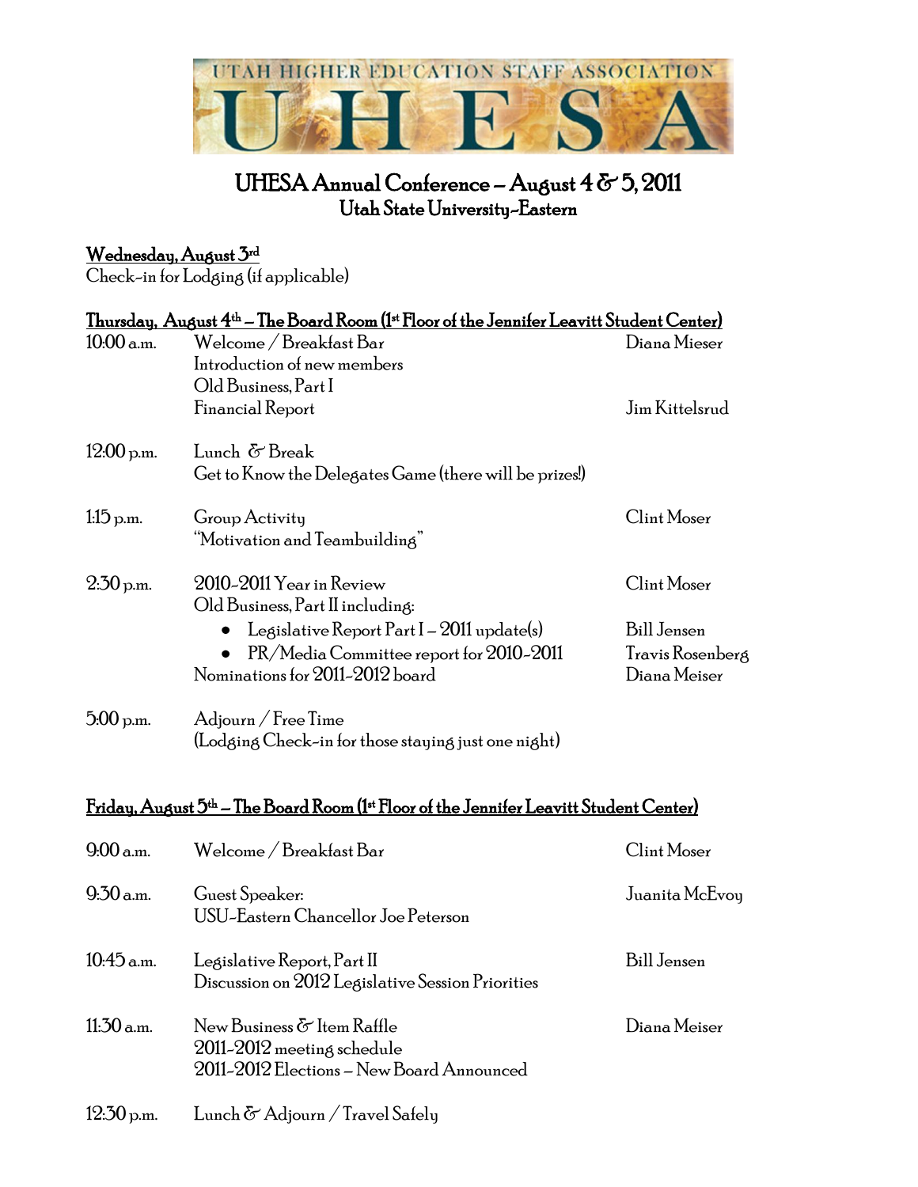UTAH HIGHER EDUCATION STAFF ASSOCIATION

UHESA

# UHESA Annual Conference – August 4 & 5, 2011

## Utah State University-Eastern

**Wednesday, August 3rd**

Check-in for Lodging (if applicable)

**Thursday, August 4th – The Board Room (1st Floor of the Jennifer Leavitt Student Center)**

| Time | Activity | Presenter |
|---|---|---|
| 10:00 a.m. | Welcome / Breakfast Bar<br>Introduction of new members<br>Old Business, Part I<br>Financial Report | Diana Mieser<br><br><br>Jim Kittelsrud |
| 12:00 p.m. | Lunch & Break<br>Get to Know the Delegates Game (there will be prizes!) | |
| 1:15 p.m. | Group Activity<br>"Motivation and Teambuilding" | Clint Moser |
| 2:30 p.m. | 2010-2011 Year in Review<br>Old Business, Part II including:<br>• Legislative Report Part I – 2011 update(s)<br>• PR/Media Committee report for 2010-2011<br>Nominations for 2011-2012 board | Clint Moser<br><br>Bill Jensen<br>Travis Rosenberg<br>Diana Meiser |
| 5:00 p.m. | Adjourn / Free Time<br>(Lodging Check-in for those staying just one night) | |

**Friday, August 5th – The Board Room (1st Floor of the Jennifer Leavitt Student Center)**

| Time | Activity | Presenter |
|---|---|---|
| 9:00 a.m. | Welcome / Breakfast Bar | Clint Moser |
| 9:30 a.m. | Guest Speaker:<br>USU-Eastern Chancellor Joe Peterson | Juanita McEvoy |
| 10:45 a.m. | Legislative Report, Part II<br>Discussion on 2012 Legislative Session Priorities | Bill Jensen |
| 11:30 a.m. | New Business & Item Raffle<br>2011-2012 meeting schedule<br>2011-2012 Elections – New Board Announced | Diana Meiser |
| 12:30 p.m. | Lunch & Adjourn / Travel Safely | |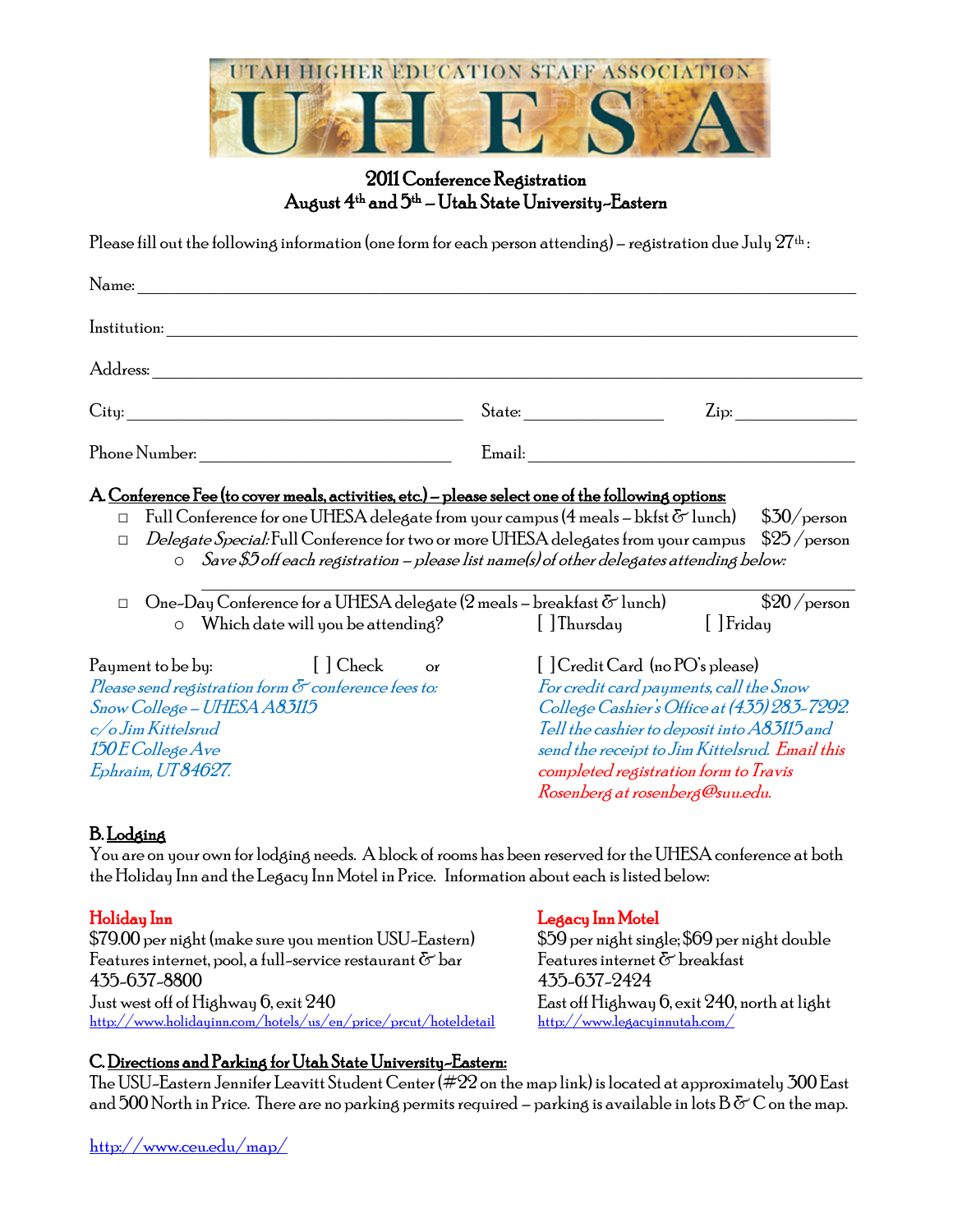UTAH HIGHER EDUCATION STAFF ASSOCIATION

# UHESA

## 2011 Conference Registration
## August 4th and 5th – Utah State University-Eastern

Please fill out the following information (one form for each person attending) – registration due July 27th:

Name: ______________________________________________

Institution: ______________________________________________

Address: ______________________________________________

City: ______________________ State: __________ Zip: __________

Phone Number: ____________________ Email: ______________________

**A. Conference Fee (to cover meals, activities, etc.) – please select one of the following options:**

- □ Full Conference for one UHESA delegate from your campus (4 meals – bkfst & lunch) $30/person
- □ *Delegate Special:* Full Conference for two or more UHESA delegates from your campus $25/person
  - *Save $5 off each registration – please list name(s) of other delegates attending below:*

    ______________________________________________
- □ One-Day Conference for a UHESA delegate (2 meals – breakfast & lunch) $20/person
  - Which date will you be attending? [ ] Thursday [ ] Friday

Payment to be by: [ ] Check or [ ] Credit Card (no PO's please)

*Please send registration form & conference fees to:*
*Snow College – UHESA A83115*
*c/o Jim Kittelsrud*
*150 E College Ave*
*Ephraim, UT 84627.*

*For credit card payments, call the Snow College Cashier's Office at (435) 283-7292. Tell the cashier to deposit into A83115 and send the receipt to Jim Kittelsrud. Email this completed registration form to Travis Rosenberg at rosenberg@suu.edu.*

**B. Lodging**

You are on your own for lodging needs. A block of rooms has been reserved for the UHESA conference at both the Holiday Inn and the Legacy Inn Motel in Price. Information about each is listed below:

**Holiday Inn**
$79.00 per night (make sure you mention USU-Eastern)
Features internet, pool, a full-service restaurant & bar
435-637-8800
Just west off of Highway 6, exit 240
http://www.holidayinn.com/hotels/us/en/price/prcut/hoteldetail

**Legacy Inn Motel**
$59 per night single; $69 per night double
Features internet & breakfast
435-637-2424
East off Highway 6, exit 240, north at light
http://www.legacyinnutah.com/

**C. Directions and Parking for Utah State University-Eastern:**

The USU-Eastern Jennifer Leavitt Student Center (#22 on the map link) is located at approximately 300 East and 500 North in Price. There are no parking permits required – parking is available in lots B & C on the map.

http://www.ceu.edu/map/